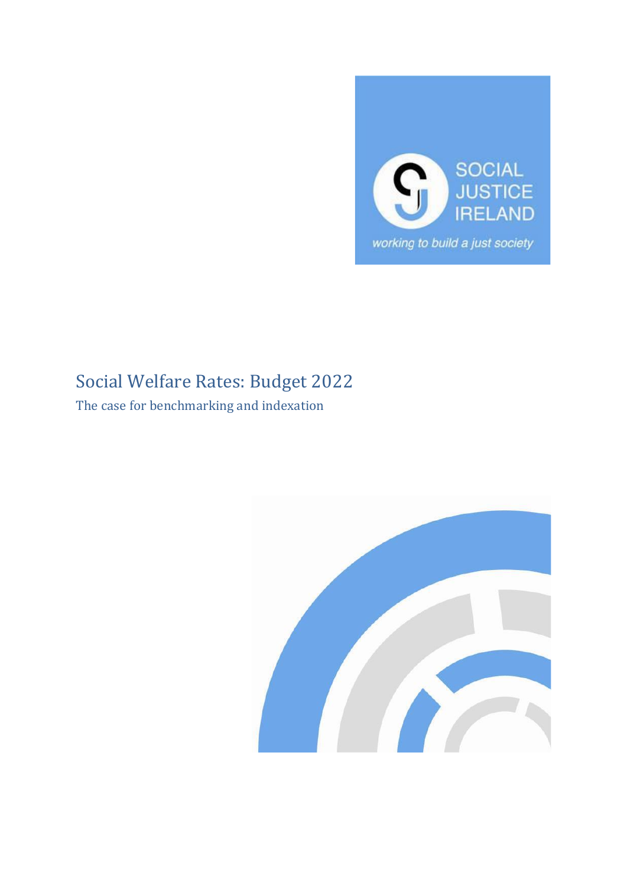SOCIAL JUSTICE IRELAND

*working to build a just society*

# Social Welfare Rates: Budget 2022

The case for benchmarking and indexation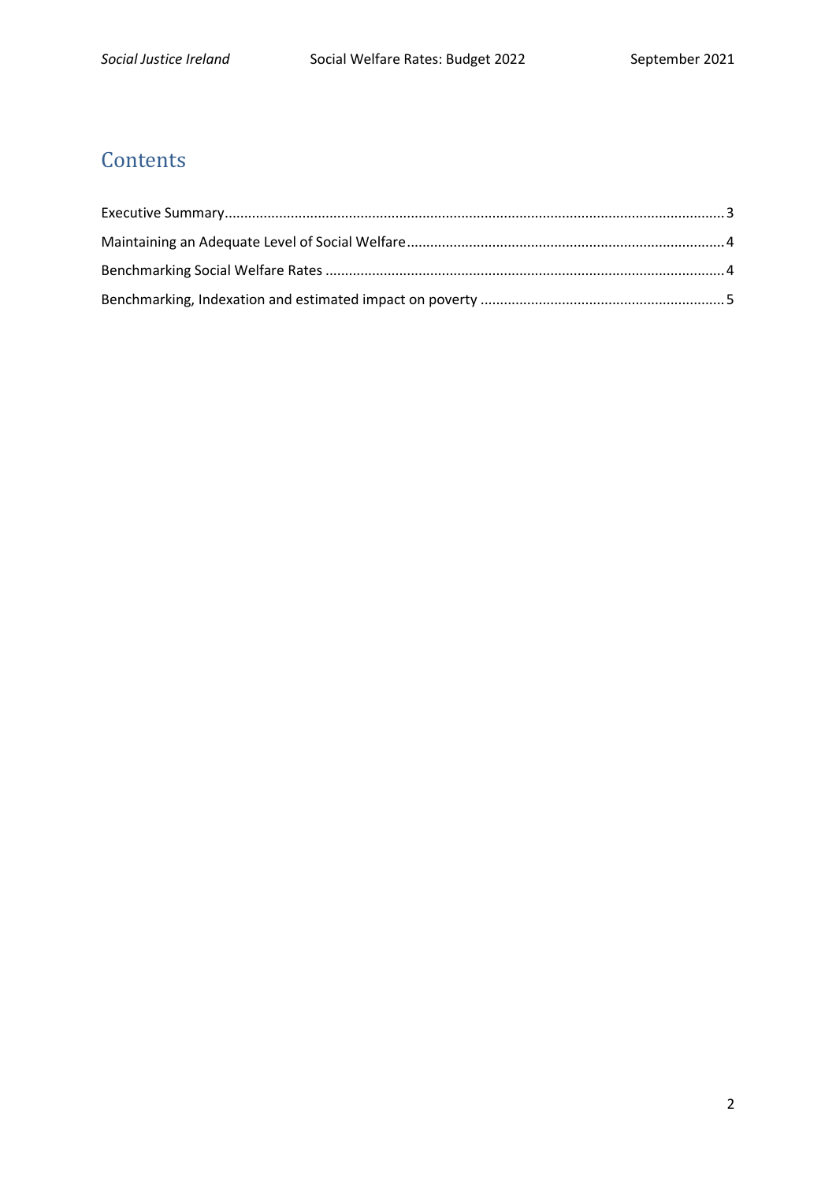## Contents

Executive Summary.......................................................................................................................3

Maintaining an Adequate Level of Social Welfare.................................................................................4

Benchmarking Social Welfare Rates .......................................................................................................4

Benchmarking, Indexation and estimated impact on poverty ...............................................................5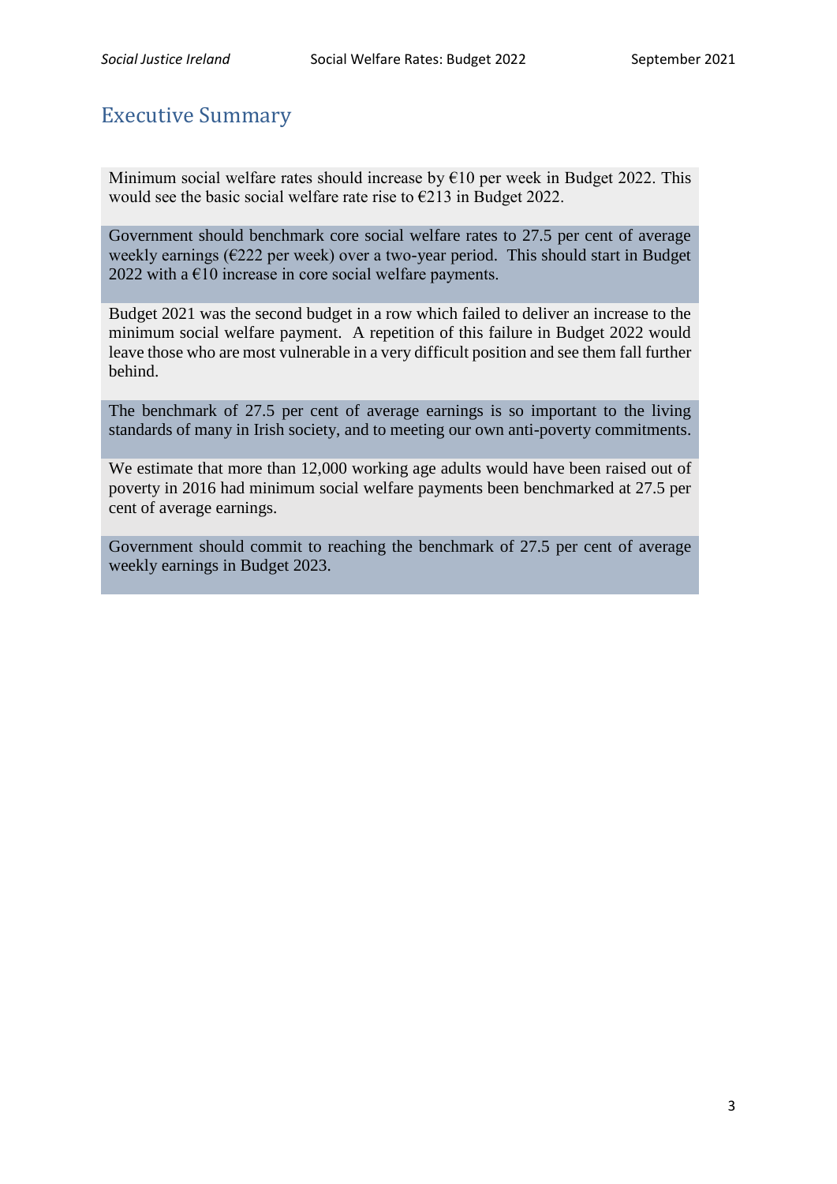## Executive Summary

Minimum social welfare rates should increase by €10 per week in Budget 2022. This would see the basic social welfare rate rise to €213 in Budget 2022.

Government should benchmark core social welfare rates to 27.5 per cent of average weekly earnings (€222 per week) over a two-year period. This should start in Budget 2022 with a €10 increase in core social welfare payments.

Budget 2021 was the second budget in a row which failed to deliver an increase to the minimum social welfare payment. A repetition of this failure in Budget 2022 would leave those who are most vulnerable in a very difficult position and see them fall further behind.

The benchmark of 27.5 per cent of average earnings is so important to the living standards of many in Irish society, and to meeting our own anti-poverty commitments.

We estimate that more than 12,000 working age adults would have been raised out of poverty in 2016 had minimum social welfare payments been benchmarked at 27.5 per cent of average earnings.

Government should commit to reaching the benchmark of 27.5 per cent of average weekly earnings in Budget 2023.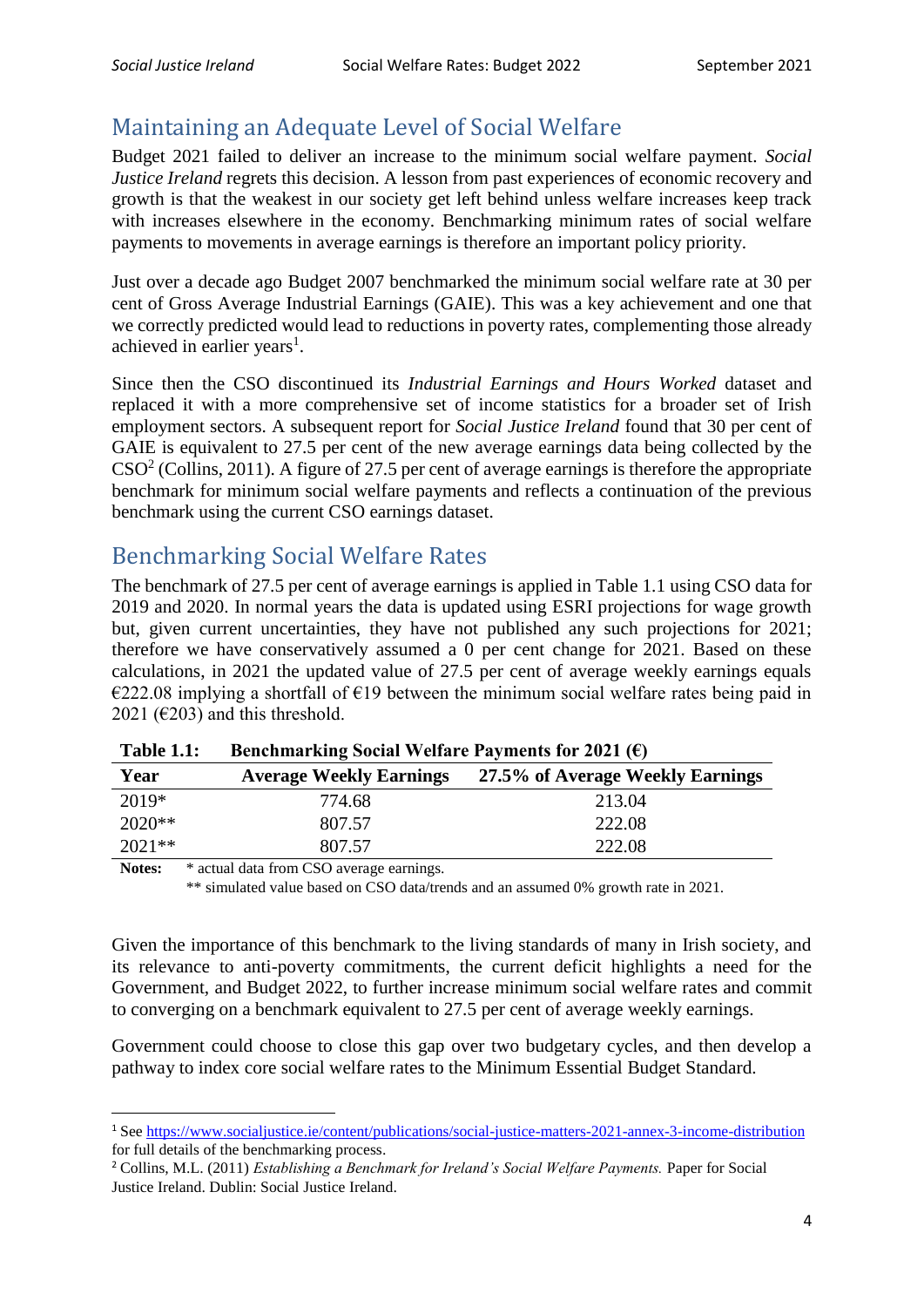## Maintaining an Adequate Level of Social Welfare

Budget 2021 failed to deliver an increase to the minimum social welfare payment. *Social Justice Ireland* regrets this decision. A lesson from past experiences of economic recovery and growth is that the weakest in our society get left behind unless welfare increases keep track with increases elsewhere in the economy. Benchmarking minimum rates of social welfare payments to movements in average earnings is therefore an important policy priority.

Just over a decade ago Budget 2007 benchmarked the minimum social welfare rate at 30 per cent of Gross Average Industrial Earnings (GAIE). This was a key achievement and one that we correctly predicted would lead to reductions in poverty rates, complementing those already achieved in earlier years[1].

Since then the CSO discontinued its *Industrial Earnings and Hours Worked* dataset and replaced it with a more comprehensive set of income statistics for a broader set of Irish employment sectors. A subsequent report for *Social Justice Ireland* found that 30 per cent of GAIE is equivalent to 27.5 per cent of the new average earnings data being collected by the CSO[2] (Collins, 2011). A figure of 27.5 per cent of average earnings is therefore the appropriate benchmark for minimum social welfare payments and reflects a continuation of the previous benchmark using the current CSO earnings dataset.

## Benchmarking Social Welfare Rates

The benchmark of 27.5 per cent of average earnings is applied in Table 1.1 using CSO data for 2019 and 2020. In normal years the data is updated using ESRI projections for wage growth but, given current uncertainties, they have not published any such projections for 2021; therefore we have conservatively assumed a 0 per cent change for 2021. Based on these calculations, in 2021 the updated value of 27.5 per cent of average weekly earnings equals €222.08 implying a shortfall of €19 between the minimum social welfare rates being paid in 2021 (€203) and this threshold.

**Table 1.1: Benchmarking Social Welfare Payments for 2021 (€)**

| Year | Average Weekly Earnings | 27.5% of Average Weekly Earnings |
|---|---|---|
| 2019* | 774.68 | 213.04 |
| 2020** | 807.57 | 222.08 |
| 2021** | 807.57 | 222.08 |

**Notes:** * actual data from CSO average earnings.
** simulated value based on CSO data/trends and an assumed 0% growth rate in 2021.

Given the importance of this benchmark to the living standards of many in Irish society, and its relevance to anti-poverty commitments, the current deficit highlights a need for the Government, and Budget 2022, to further increase minimum social welfare rates and commit to converging on a benchmark equivalent to 27.5 per cent of average weekly earnings.

Government could choose to close this gap over two budgetary cycles, and then develop a pathway to index core social welfare rates to the Minimum Essential Budget Standard.

---

[1] See https://www.socialjustice.ie/content/publications/social-justice-matters-2021-annex-3-income-distribution for full details of the benchmarking process.

[2] Collins, M.L. (2011) *Establishing a Benchmark for Ireland's Social Welfare Payments.* Paper for Social Justice Ireland. Dublin: Social Justice Ireland.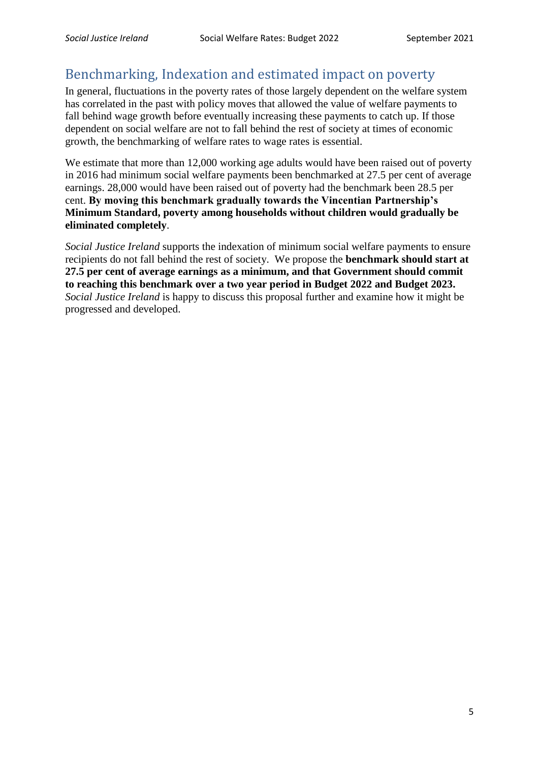## Benchmarking, Indexation and estimated impact on poverty

In general, fluctuations in the poverty rates of those largely dependent on the welfare system has correlated in the past with policy moves that allowed the value of welfare payments to fall behind wage growth before eventually increasing these payments to catch up. If those dependent on social welfare are not to fall behind the rest of society at times of economic growth, the benchmarking of welfare rates to wage rates is essential.

We estimate that more than 12,000 working age adults would have been raised out of poverty in 2016 had minimum social welfare payments been benchmarked at 27.5 per cent of average earnings. 28,000 would have been raised out of poverty had the benchmark been 28.5 per cent. **By moving this benchmark gradually towards the Vincentian Partnership's Minimum Standard, poverty among households without children would gradually be eliminated completely**.

*Social Justice Ireland* supports the indexation of minimum social welfare payments to ensure recipients do not fall behind the rest of society. We propose the **benchmark should start at 27.5 per cent of average earnings as a minimum, and that Government should commit to reaching this benchmark over a two year period in Budget 2022 and Budget 2023.** *Social Justice Ireland* is happy to discuss this proposal further and examine how it might be progressed and developed.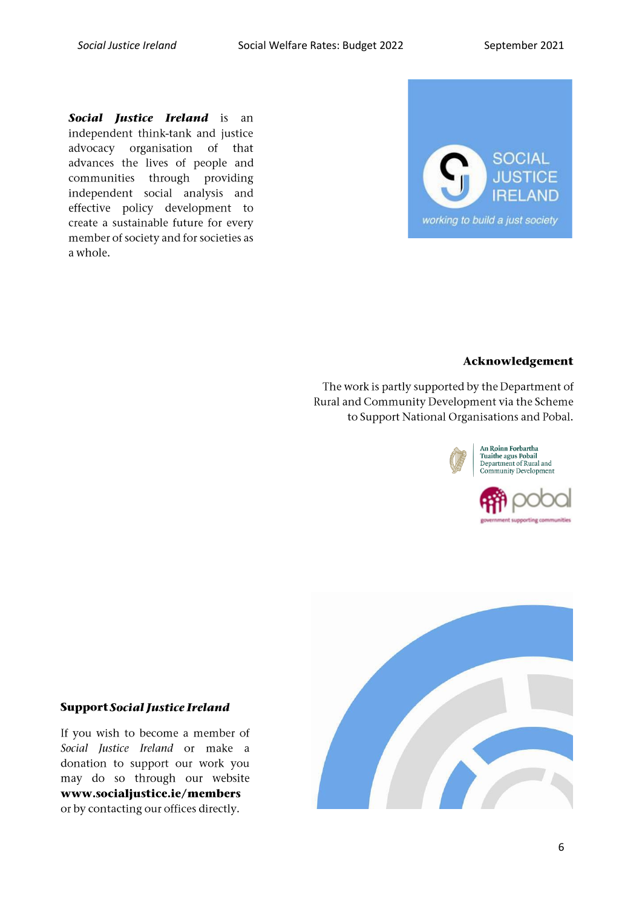***Social Justice Ireland*** is an independent think-tank and justice advocacy organisation of that advances the lives of people and communities through providing independent social analysis and effective policy development to create a sustainable future for every member of society and for societies as a whole.

SOCIAL JUSTICE IRELAND

*working to build a just society*

**Acknowledgement**

The work is partly supported by the Department of Rural and Community Development via the Scheme to Support National Organisations and Pobal.

An Roinn Forbartha Tuaithe agus Pobail
Department of Rural and Community Development

pobal
government supporting communities

**Support *Social Justice Ireland***

If you wish to become a member of *Social Justice Ireland* or make a donation to support our work you may do so through our website **www.socialjustice.ie/members** or by contacting our offices directly.